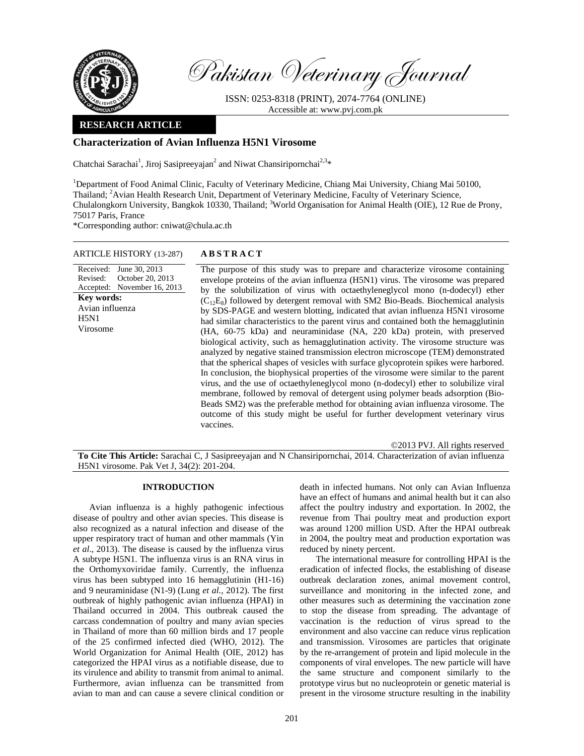# Pakistan Veterinary Journal

ISSN: 0253-8318 (PRINT), 2074-7764 (ONLINE)
Accessible at: www.pvj.com.pk

**RESEARCH ARTICLE**

## Characterization of Avian Influenza H5N1 Virosome

Chatchai Sarachai[1], Jiroj Sasipreeyajan[2] and Niwat Chansiripornchai[2,3]*

[1]Department of Food Animal Clinic, Faculty of Veterinary Medicine, Chiang Mai University, Chiang Mai 50100, Thailand; [2]Avian Health Research Unit, Department of Veterinary Medicine, Faculty of Veterinary Science, Chulalongkorn University, Bangkok 10330, Thailand; [3]World Organisation for Animal Health (OIE), 12 Rue de Prony, 75017 Paris, France

*Corresponding author: cniwat@chula.ac.th

**ARTICLE HISTORY** (13-287)

Received: June 30, 2013
Revised: October 20, 2013
Accepted: November 16, 2013

**Key words:**
Avian influenza
H5N1
Virosome

**ABSTRACT**

The purpose of this study was to prepare and characterize virosome containing envelope proteins of the avian influenza (H5N1) virus. The virosome was prepared by the solubilization of virus with octaethyleneglycol mono (n-dodecyl) ether ($C_{12}E_8$) followed by detergent removal with SM2 Bio-Beads. Biochemical analysis by SDS-PAGE and western blotting, indicated that avian influenza H5N1 virosome had similar characteristics to the parent virus and contained both the hemagglutinin (HA, 60-75 kDa) and neuraminidase (NA, 220 kDa) protein, with preserved biological activity, such as hemagglutination activity. The virosome structure was analyzed by negative stained transmission electron microscope (TEM) demonstrated that the spherical shapes of vesicles with surface glycoprotein spikes were harbored. In conclusion, the biophysical properties of the virosome were similar to the parent virus, and the use of octaethyleneglycol mono (n-dodecyl) ether to solubilize viral membrane, followed by removal of detergent using polymer beads adsorption (Bio-Beads SM2) was the preferable method for obtaining avian influenza virosome. The outcome of this study might be useful for further development veterinary virus vaccines.

©2013 PVJ. All rights reserved

**To Cite This Article:** Sarachai C, J Sasipreeyajan and N Chansiripornchai, 2014. Characterization of avian influenza H5N1 virosome. Pak Vet J, 34(2): 201-204.

## INTRODUCTION

Avian influenza is a highly pathogenic infectious disease of poultry and other avian species. This disease is also recognized as a natural infection and disease of the upper respiratory tract of human and other mammals (Yin *et al*., 2013). The disease is caused by the influenza virus A subtype H5N1. The influenza virus is an RNA virus in the Orthomyxoviridae family. Currently, the influenza virus has been subtyped into 16 hemagglutinin (H1-16) and 9 neuraminidase (N1-9) (Lung *et al.,* 2012). The first outbreak of highly pathogenic avian influenza (HPAI) in Thailand occurred in 2004. This outbreak caused the carcass condemnation of poultry and many avian species in Thailand of more than 60 million birds and 17 people of the 25 confirmed infected died (WHO, 2012). The World Organization for Animal Health (OIE, 2012) has categorized the HPAI virus as a notifiable disease, due to its virulence and ability to transmit from animal to animal. Furthermore, avian influenza can be transmitted from avian to man and can cause a severe clinical condition or death in infected humans. Not only can Avian Influenza have an effect of humans and animal health but it can also affect the poultry industry and exportation. In 2002, the revenue from Thai poultry meat and production export was around 1200 million USD. After the HPAI outbreak in 2004, the poultry meat and production exportation was reduced by ninety percent.

The international measure for controlling HPAI is the eradication of infected flocks, the establishing of disease outbreak declaration zones, animal movement control, surveillance and monitoring in the infected zone, and other measures such as determining the vaccination zone to stop the disease from spreading. The advantage of vaccination is the reduction of virus spread to the environment and also vaccine can reduce virus replication and transmission. Virosomes are particles that originate by the re-arrangement of protein and lipid molecule in the components of viral envelopes. The new particle will have the same structure and component similarly to the prototype virus but no nucleoprotein or genetic material is present in the virosome structure resulting in the inability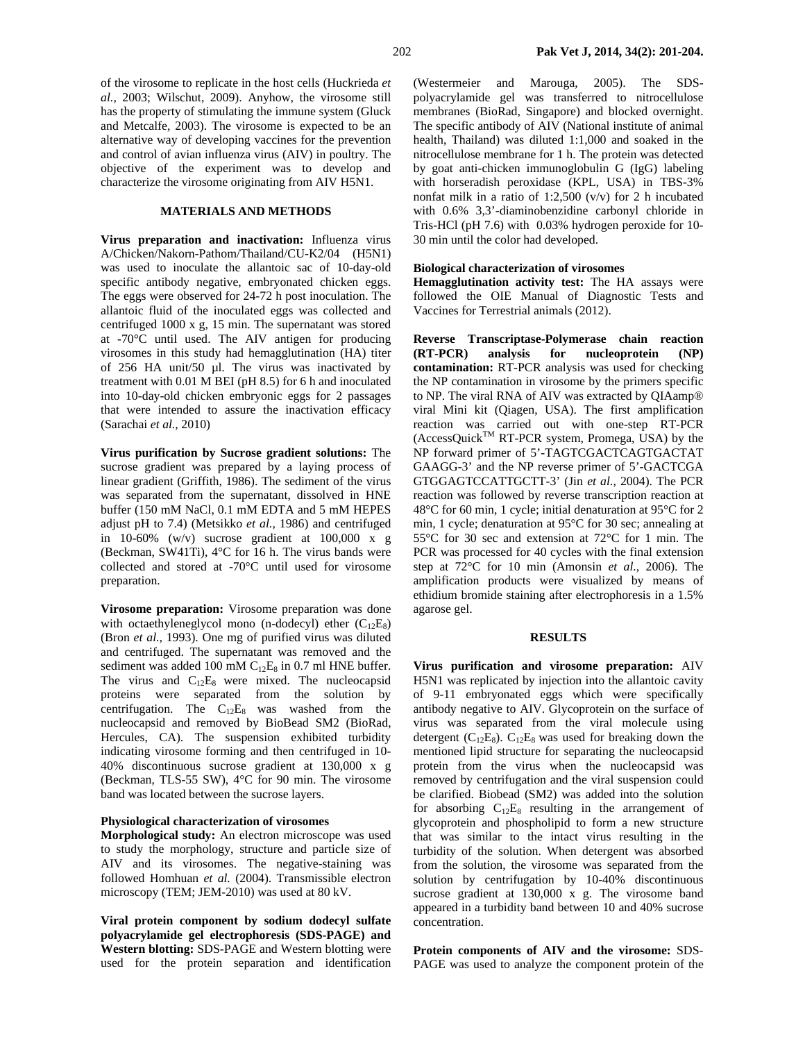of the virosome to replicate in the host cells (Huckrieda *et al.,* 2003; Wilschut, 2009). Anyhow, the virosome still has the property of stimulating the immune system (Gluck and Metcalfe, 2003). The virosome is expected to be an alternative way of developing vaccines for the prevention and control of avian influenza virus (AIV) in poultry. The objective of the experiment was to develop and characterize the virosome originating from AIV H5N1.

## MATERIALS AND METHODS

**Virus preparation and inactivation:** Influenza virus A/Chicken/Nakorn-Pathom/Thailand/CU-K2/04 (H5N1) was used to inoculate the allantoic sac of 10-day-old specific antibody negative, embryonated chicken eggs. The eggs were observed for 24-72 h post inoculation. The allantoic fluid of the inoculated eggs was collected and centrifuged 1000 x g, 15 min. The supernatant was stored at -70°C until used. The AIV antigen for producing virosomes in this study had hemagglutination (HA) titer of 256 HA unit/50 µl. The virus was inactivated by treatment with 0.01 M BEI (pH 8.5) for 6 h and inoculated into 10-day-old chicken embryonic eggs for 2 passages that were intended to assure the inactivation efficacy (Sarachai *et al.,* 2010)

**Virus purification by Sucrose gradient solutions:** The sucrose gradient was prepared by a laying process of linear gradient (Griffith, 1986). The sediment of the virus was separated from the supernatant, dissolved in HNE buffer (150 mM NaCl, 0.1 mM EDTA and 5 mM HEPES adjust pH to 7.4) (Metsikko *et al.,* 1986) and centrifuged in 10-60% (w/v) sucrose gradient at 100,000 x g (Beckman, SW41Ti), 4°C for 16 h. The virus bands were collected and stored at -70°C until used for virosome preparation.

**Virosome preparation:** Virosome preparation was done with octaethyleneglycol mono (n-dodecyl) ether ($C_{12}E_8$) (Bron *et al.,* 1993). One mg of purified virus was diluted and centrifuged. The supernatant was removed and the sediment was added 100 mM $C_{12}E_8$ in 0.7 ml HNE buffer. The virus and $C_{12}E_8$ were mixed. The nucleocapsid proteins were separated from the solution by centrifugation. The $C_{12}E_8$ was washed from the nucleocapsid and removed by BioBead SM2 (BioRad, Hercules, CA). The suspension exhibited turbidity indicating virosome forming and then centrifuged in 10-40% discontinuous sucrose gradient at 130,000 x g (Beckman, TLS-55 SW), 4°C for 90 min. The virosome band was located between the sucrose layers.

### Physiological characterization of virosomes

**Morphological study:** An electron microscope was used to study the morphology, structure and particle size of AIV and its virosomes. The negative-staining was followed Homhuan *et al.* (2004). Transmissible electron microscopy (TEM; JEM-2010) was used at 80 kV.

**Viral protein component by sodium dodecyl sulfate polyacrylamide gel electrophoresis (SDS-PAGE) and Western blotting:** SDS-PAGE and Western blotting were used for the protein separation and identification (Westermeier and Marouga, 2005). The SDS-polyacrylamide gel was transferred to nitrocellulose membranes (BioRad, Singapore) and blocked overnight. The specific antibody of AIV (National institute of animal health, Thailand) was diluted 1:1,000 and soaked in the nitrocellulose membrane for 1 h. The protein was detected by goat anti-chicken immunoglobulin G (IgG) labeling with horseradish peroxidase (KPL, USA) in TBS-3% nonfat milk in a ratio of 1:2,500 (v/v) for 2 h incubated with 0.6% 3,3'-diaminobenzidine carbonyl chloride in Tris-HCl (pH 7.6) with 0.03% hydrogen peroxide for 10-30 min until the color had developed.

### Biological characterization of virosomes

**Hemagglutination activity test:** The HA assays were followed the OIE Manual of Diagnostic Tests and Vaccines for Terrestrial animals (2012).

**Reverse Transcriptase-Polymerase chain reaction (RT-PCR) analysis for nucleoprotein (NP) contamination:** RT-PCR analysis was used for checking the NP contamination in virosome by the primers specific to NP. The viral RNA of AIV was extracted by QIAamp® viral Mini kit (Qiagen, USA). The first amplification reaction was carried out with one-step RT-PCR (AccessQuick$^{TM}$ RT-PCR system, Promega, USA) by the NP forward primer of 5'-TAGTCGACTCAGTGACTAT GAAGG-3' and the NP reverse primer of 5'-GACTCGA GTGGAGTCCATTGCTT-3' (Jin *et al.,* 2004). The PCR reaction was followed by reverse transcription reaction at 48°C for 60 min, 1 cycle; initial denaturation at 95°C for 2 min, 1 cycle; denaturation at 95°C for 30 sec; annealing at 55°C for 30 sec and extension at 72°C for 1 min. The PCR was processed for 40 cycles with the final extension step at 72°C for 10 min (Amonsin *et al.,* 2006). The amplification products were visualized by means of ethidium bromide staining after electrophoresis in a 1.5% agarose gel.

## RESULTS

**Virus purification and virosome preparation:** AIV H5N1 was replicated by injection into the allantoic cavity of 9-11 embryonated eggs which were specifically antibody negative to AIV. Glycoprotein on the surface of virus was separated from the viral molecule using detergent ($C_{12}E_8$). $C_{12}E_8$ was used for breaking down the mentioned lipid structure for separating the nucleocapsid protein from the virus when the nucleocapsid was removed by centrifugation and the viral suspension could be clarified. Biobead (SM2) was added into the solution for absorbing $C_{12}E_8$ resulting in the arrangement of glycoprotein and phospholipid to form a new structure that was similar to the intact virus resulting in the turbidity of the solution. When detergent was absorbed from the solution, the virosome was separated from the solution by centrifugation by 10-40% discontinuous sucrose gradient at 130,000 x g. The virosome band appeared in a turbidity band between 10 and 40% sucrose concentration.

**Protein components of AIV and the virosome:** SDS-PAGE was used to analyze the component protein of the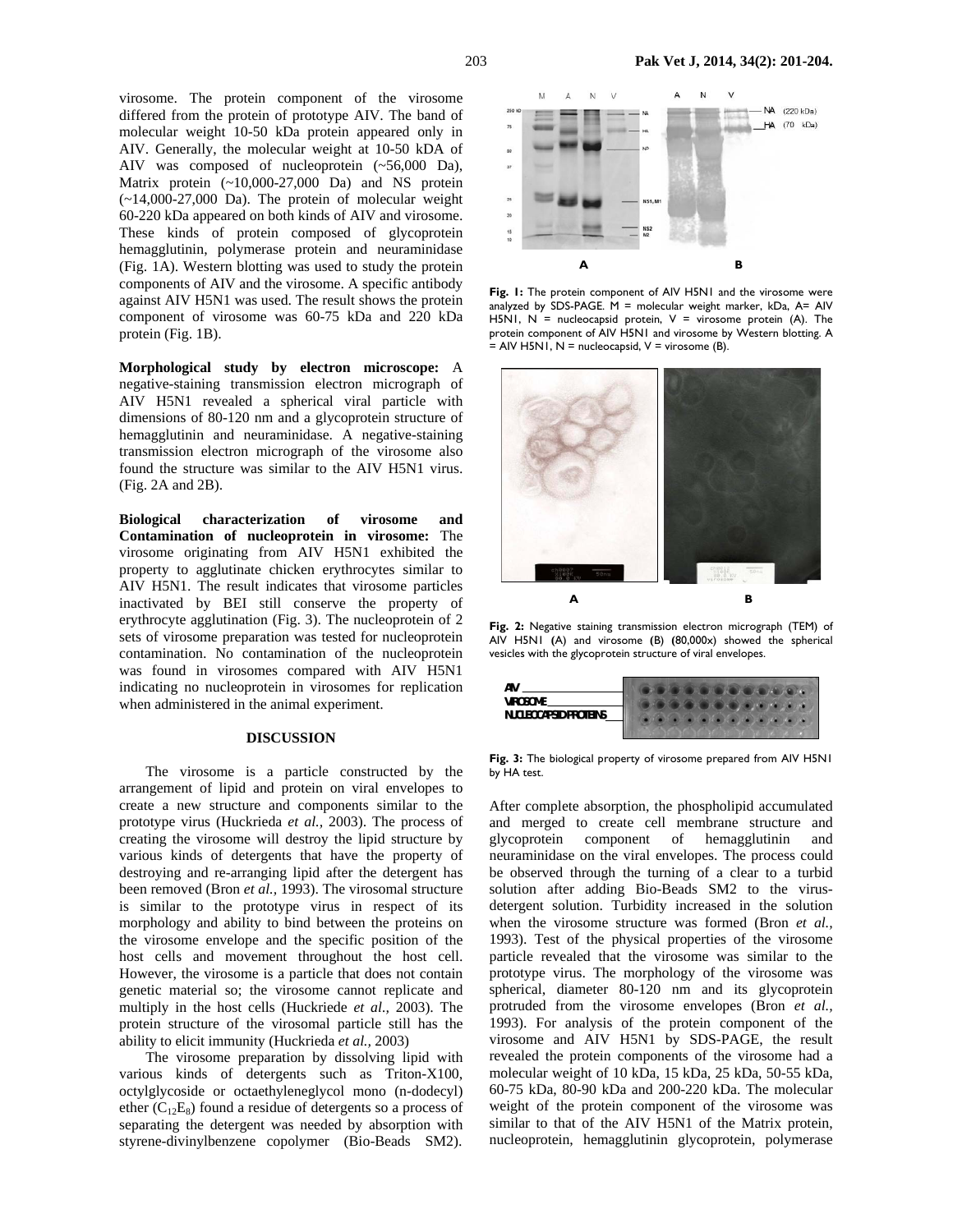virosome. The protein component of the virosome differed from the protein of prototype AIV. The band of molecular weight 10-50 kDa protein appeared only in AIV. Generally, the molecular weight at 10-50 kDA of AIV was composed of nucleoprotein (~56,000 Da), Matrix protein (~10,000-27,000 Da) and NS protein (~14,000-27,000 Da). The protein of molecular weight 60-220 kDa appeared on both kinds of AIV and virosome. These kinds of protein composed of glycoprotein hemagglutinin, polymerase protein and neuraminidase (Fig. 1A). Western blotting was used to study the protein components of AIV and the virosome. A specific antibody against AIV H5N1 was used. The result shows the protein component of virosome was 60-75 kDa and 220 kDa protein (Fig. 1B).

**Morphological study by electron microscope:** A negative-staining transmission electron micrograph of AIV H5N1 revealed a spherical viral particle with dimensions of 80-120 nm and a glycoprotein structure of hemagglutinin and neuraminidase. A negative-staining transmission electron micrograph of the virosome also found the structure was similar to the AIV H5N1 virus. (Fig. 2A and 2B).

**Biological characterization of virosome and Contamination of nucleoprotein in virosome:** The virosome originating from AIV H5N1 exhibited the property to agglutinate chicken erythrocytes similar to AIV H5N1. The result indicates that virosome particles inactivated by BEI still conserve the property of erythrocyte agglutination (Fig. 3). The nucleoprotein of 2 sets of virosome preparation was tested for nucleoprotein contamination. No contamination of the nucleoprotein was found in virosomes compared with AIV H5N1 indicating no nucleoprotein in virosomes for replication when administered in the animal experiment.

M A N V
250 kD
75
50
37
25
20
15
10
NA
HA
NP
NS1, M1
NS2
M2
A N V
NA (220 kDa)
HA (70 kDa)
A
B

**Fig. 1:** The protein component of AIV H5N1 and the virosome were analyzed by SDS-PAGE. M = molecular weight marker, kDa, A= AIV H5N1, N = nucleocapsid protein, V = virosome protein (A). The protein component of AIV H5N1 and virosome by Western blotting. A = AIV H5N1, N = nucleocapsid, V = virosome (B).

A
B

**Fig. 2:** Negative staining transmission electron micrograph (TEM) of AIV H5N1 (A) and virosome (B) (80,000x) showed the spherical vesicles with the glycoprotein structure of viral envelopes.

AIV
VIROSOME
NUCLEOCAPSID PROTEINS

**Fig. 3:** The biological property of virosome prepared from AIV H5N1 by HA test.

## DISCUSSION

The virosome is a particle constructed by the arrangement of lipid and protein on viral envelopes to create a new structure and components similar to the prototype virus (Huckrieda *et al.*, 2003). The process of creating the virosome will destroy the lipid structure by various kinds of detergents that have the property of destroying and re-arranging lipid after the detergent has been removed (Bron *et al.*, 1993). The virosomal structure is similar to the prototype virus in respect of its morphology and ability to bind between the proteins on the virosome envelope and the specific position of the host cells and movement throughout the host cell. However, the virosome is a particle that does not contain genetic material so; the virosome cannot replicate and multiply in the host cells (Huckriede *et al.*, 2003). The protein structure of the virosomal particle still has the ability to elicit immunity (Huckrieda *et al.*, 2003)

The virosome preparation by dissolving lipid with various kinds of detergents such as Triton-X100, octylglycoside or octaethyleneglycol mono (n-dodecyl) ether ($C_{12}E_8$) found a residue of detergents so a process of separating the detergent was needed by absorption with styrene-divinylbenzene copolymer (Bio-Beads SM2). After complete absorption, the phospholipid accumulated and merged to create cell membrane structure and glycoprotein component of hemagglutinin and neuraminidase on the viral envelopes. The process could be observed through the turning of a clear to a turbid solution after adding Bio-Beads SM2 to the virus-detergent solution. Turbidity increased in the solution when the virosome structure was formed (Bron *et al.*, 1993). Test of the physical properties of the virosome particle revealed that the virosome was similar to the prototype virus. The morphology of the virosome was spherical, diameter 80-120 nm and its glycoprotein protruded from the virosome envelopes (Bron *et al.*, 1993). For analysis of the protein component of the virosome and AIV H5N1 by SDS-PAGE, the result revealed the protein components of the virosome had a molecular weight of 10 kDa, 15 kDa, 25 kDa, 50-55 kDa, 60-75 kDa, 80-90 kDa and 200-220 kDa. The molecular weight of the protein component of the virosome was similar to that of the AIV H5N1 of the Matrix protein, nucleoprotein, hemagglutinin glycoprotein, polymerase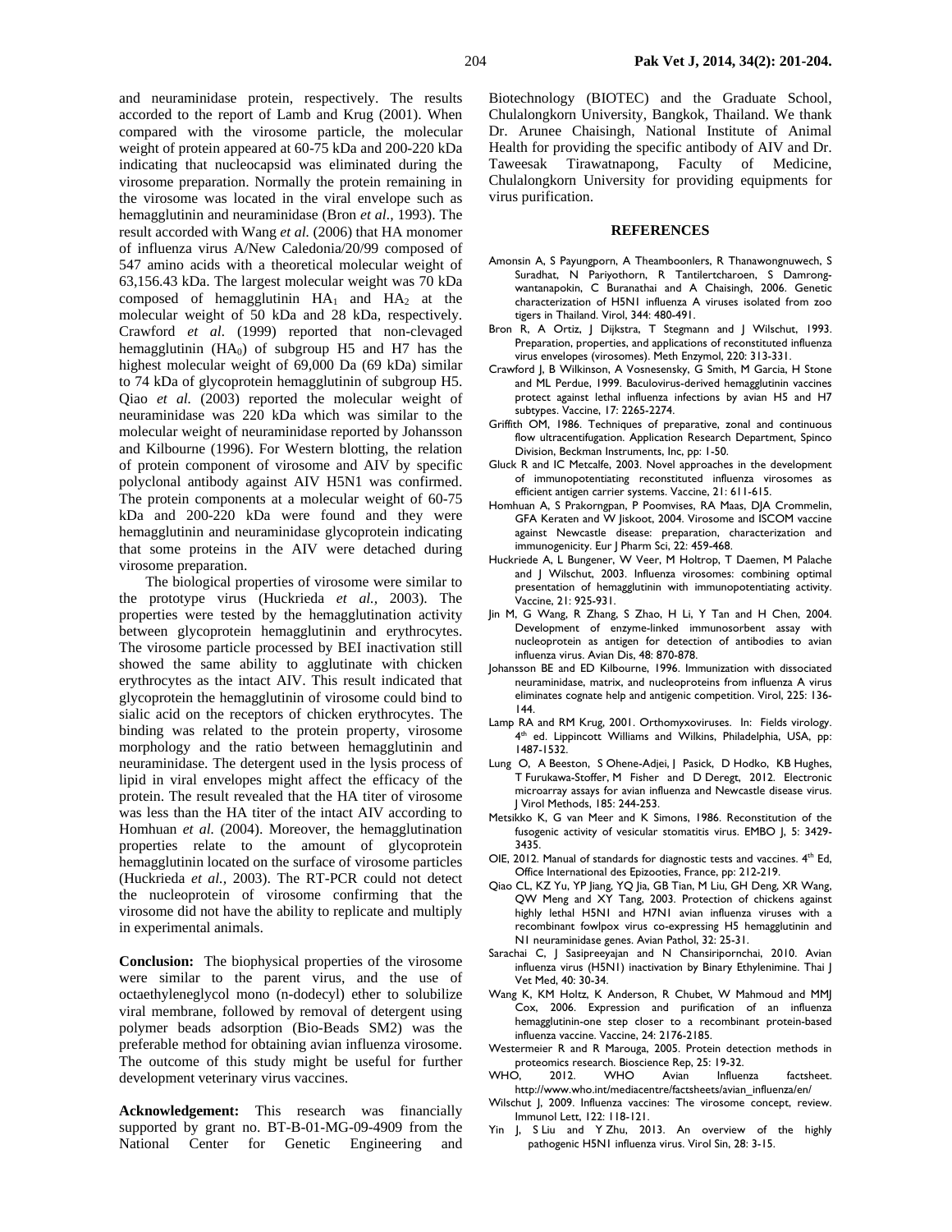and neuraminidase protein, respectively. The results accorded to the report of Lamb and Krug (2001). When compared with the virosome particle, the molecular weight of protein appeared at 60-75 kDa and 200-220 kDa indicating that nucleocapsid was eliminated during the virosome preparation. Normally the protein remaining in the virosome was located in the viral envelope such as hemagglutinin and neuraminidase (Bron *et al.,* 1993). The result accorded with Wang *et al.* (2006) that HA monomer of influenza virus A/New Caledonia/20/99 composed of 547 amino acids with a theoretical molecular weight of 63,156.43 kDa. The largest molecular weight was 70 kDa composed of hemagglutinin $HA_1$ and $HA_2$ at the molecular weight of 50 kDa and 28 kDa, respectively. Crawford *et al*. (1999) reported that non-clevaged hemagglutinin ($HA_0$) of subgroup H5 and H7 has the highest molecular weight of 69,000 Da (69 kDa) similar to 74 kDa of glycoprotein hemagglutinin of subgroup H5. Qiao *et al.* (2003) reported the molecular weight of neuraminidase was 220 kDa which was similar to the molecular weight of neuraminidase reported by Johansson and Kilbourne (1996). For Western blotting, the relation of protein component of virosome and AIV by specific polyclonal antibody against AIV H5N1 was confirmed. The protein components at a molecular weight of 60-75 kDa and 200-220 kDa were found and they were hemagglutinin and neuraminidase glycoprotein indicating that some proteins in the AIV were detached during virosome preparation.

The biological properties of virosome were similar to the prototype virus (Huckrieda *et al.,* 2003). The properties were tested by the hemagglutination activity between glycoprotein hemagglutinin and erythrocytes. The virosome particle processed by BEI inactivation still showed the same ability to agglutinate with chicken erythrocytes as the intact AIV. This result indicated that glycoprotein the hemagglutinin of virosome could bind to sialic acid on the receptors of chicken erythrocytes. The binding was related to the protein property, virosome morphology and the ratio between hemagglutinin and neuraminidase. The detergent used in the lysis process of lipid in viral envelopes might affect the efficacy of the protein. The result revealed that the HA titer of virosome was less than the HA titer of the intact AIV according to Homhuan *et al.* (2004). Moreover, the hemagglutination properties relate to the amount of glycoprotein hemagglutinin located on the surface of virosome particles (Huckrieda *et al.,* 2003). The RT-PCR could not detect the nucleoprotein of virosome confirming that the virosome did not have the ability to replicate and multiply in experimental animals.

**Conclusion:** The biophysical properties of the virosome were similar to the parent virus, and the use of octaethyleneglycol mono (n-dodecyl) ether to solubilize viral membrane, followed by removal of detergent using polymer beads adsorption (Bio-Beads SM2) was the preferable method for obtaining avian influenza virosome. The outcome of this study might be useful for further development veterinary virus vaccines.

**Acknowledgement:** This research was financially supported by grant no. BT-B-01-MG-09-4909 from the National Center for Genetic Engineering and Biotechnology (BIOTEC) and the Graduate School, Chulalongkorn University, Bangkok, Thailand. We thank Dr. Arunee Chaisingh, National Institute of Animal Health for providing the specific antibody of AIV and Dr. Taweesak Tirawatnapong, Faculty of Medicine, Chulalongkorn University for providing equipments for virus purification.

## REFERENCES

Amonsin A, S Payungporn, A Theamboonlers, R Thanawongnuwech, S Suradhat, N Pariyothorn, R Tantilertcharoen, S Damrong-wantanapokin, C Buranathai and A Chaisingh, 2006. Genetic characterization of H5N1 influenza A viruses isolated from zoo tigers in Thailand. Virol, 344: 480-491.

Bron R, A Ortiz, J Dijkstra, T Stegmann and J Wilschut, 1993. Preparation, properties, and applications of reconstituted influenza virus envelopes (virosomes). Meth Enzymol, 220: 313-331.

Crawford J, B Wilkinson, A Vosnesensky, G Smith, M Garcia, H Stone and ML Perdue, 1999. Baculovirus-derived hemagglutinin vaccines protect against lethal influenza infections by avian H5 and H7 subtypes. Vaccine, 17: 2265-2274.

Griffith OM, 1986. Techniques of preparative, zonal and continuous flow ultracentifugation. Application Research Department, Spinco Division, Beckman Instruments, Inc, pp: 1-50.

Gluck R and IC Metcalfe, 2003. Novel approaches in the development of immunopotentiating reconstituted influenza virosomes as efficient antigen carrier systems. Vaccine, 21: 611-615.

Homhuan A, S Prakorngpan, P Poomvises, RA Maas, DJA Crommelin, GFA Keraten and W Jiskoot, 2004. Virosome and ISCOM vaccine against Newcastle disease: preparation, characterization and immunogenicity. Eur J Pharm Sci, 22: 459-468.

Huckriede A, L Bungener, W Veer, M Holtrop, T Daemen, M Palache and J Wilschut, 2003. Influenza virosomes: combining optimal presentation of hemagglutinin with immunopotentiating activity. Vaccine, 21: 925-931.

Jin M, G Wang, R Zhang, S Zhao, H Li, Y Tan and H Chen, 2004. Development of enzyme-linked immunosorbent assay with nucleoprotein as antigen for detection of antibodies to avian influenza virus. Avian Dis, 48: 870-878.

Johansson BE and ED Kilbourne, 1996. Immunization with dissociated neuraminidase, matrix, and nucleoproteins from influenza A virus eliminates cognate help and antigenic competition. Virol, 225: 136-144.

Lamp RA and RM Krug, 2001. Orthomyxoviruses. In: Fields virology. 4th ed. Lippincott Williams and Wilkins, Philadelphia, USA, pp: 1487-1532.

Lung O, A Beeston, S Ohene-Adjei, J Pasick, D Hodko, KB Hughes, T Furukawa-Stoffer, M Fisher and D Deregt, 2012. Electronic microarray assays for avian influenza and Newcastle disease virus. J Virol Methods, 185: 244-253.

Metsikko K, G van Meer and K Simons, 1986. Reconstitution of the fusogenic activity of vesicular stomatitis virus. EMBO J, 5: 3429-3435.

OIE, 2012. Manual of standards for diagnostic tests and vaccines. 4th Ed, Office International des Epizooties, France, pp: 212-219.

Qiao CL, KZ Yu, YP Jiang, YQ Jia, GB Tian, M Liu, GH Deng, XR Wang, QW Meng and XY Tang, 2003. Protection of chickens against highly lethal H5N1 and H7N1 avian influenza viruses with a recombinant fowlpox virus co-expressing H5 hemagglutinin and N1 neuraminidase genes. Avian Pathol, 32: 25-31.

Sarachai C, J Sasipreeyajan and N Chansiripornchai, 2010. Avian influenza virus (H5N1) inactivation by Binary Ethylenimine. Thai J Vet Med, 40: 30-34.

Wang K, KM Holtz, K Anderson, R Chubet, W Mahmoud and MMJ Cox, 2006. Expression and purification of an influenza hemagglutinin-one step closer to a recombinant protein-based influenza vaccine. Vaccine, 24: 2176-2185.

Westermeier R and R Marouga, 2005. Protein detection methods in proteomics research. Bioscience Rep, 25: 19-32.

WHO, 2012. WHO Avian Influenza factsheet. http://www.who.int/mediacentre/factsheets/avian_influenza/en/

Wilschut J, 2009. Influenza vaccines: The virosome concept, review. Immunol Lett, 122: 118-121.

Yin J, S Liu and Y Zhu, 2013. An overview of the highly pathogenic H5N1 influenza virus. Virol Sin, 28: 3-15.